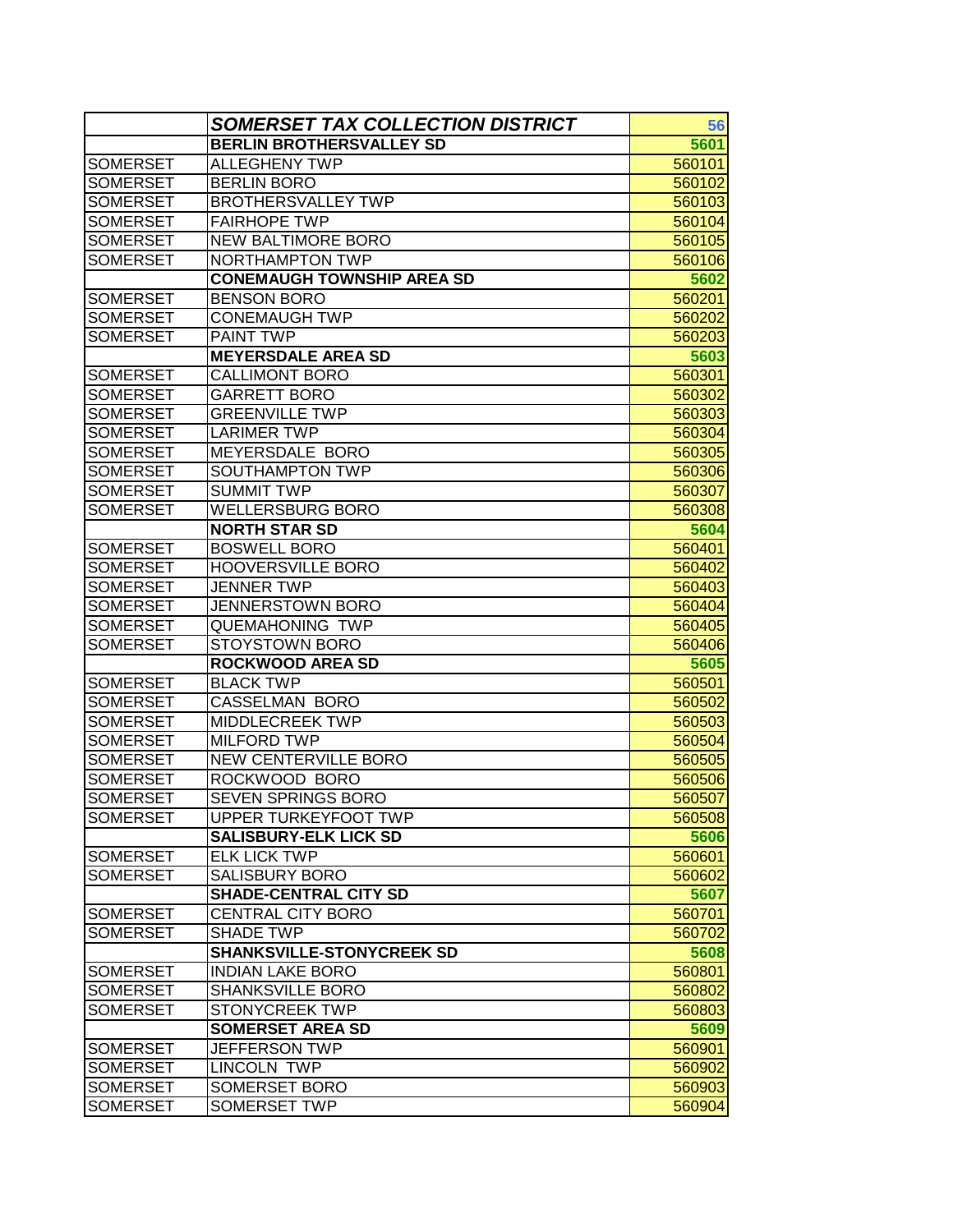| | ***SOMERSET TAX COLLECTION DISTRICT*** | **56** |
|---|---|---|
| | **BERLIN BROTHERSVALLEY SD** | **5601** |
| SOMERSET | ALLEGHENY TWP | 560101 |
| SOMERSET | BERLIN BORO | 560102 |
| SOMERSET | BROTHERSVALLEY TWP | 560103 |
| SOMERSET | FAIRHOPE TWP | 560104 |
| SOMERSET | NEW BALTIMORE BORO | 560105 |
| SOMERSET | NORTHAMPTON TWP | 560106 |
| | **CONEMAUGH TOWNSHIP AREA SD** | **5602** |
| SOMERSET | BENSON BORO | 560201 |
| SOMERSET | CONEMAUGH TWP | 560202 |
| SOMERSET | PAINT TWP | 560203 |
| | **MEYERSDALE AREA SD** | **5603** |
| SOMERSET | CALLIMONT BORO | 560301 |
| SOMERSET | GARRETT BORO | 560302 |
| SOMERSET | GREENVILLE TWP | 560303 |
| SOMERSET | LARIMER TWP | 560304 |
| SOMERSET | MEYERSDALE BORO | 560305 |
| SOMERSET | SOUTHAMPTON TWP | 560306 |
| SOMERSET | SUMMIT TWP | 560307 |
| SOMERSET | WELLERSBURG BORO | 560308 |
| | **NORTH STAR SD** | **5604** |
| SOMERSET | BOSWELL BORO | 560401 |
| SOMERSET | HOOVERSVILLE BORO | 560402 |
| SOMERSET | JENNER TWP | 560403 |
| SOMERSET | JENNERSTOWN BORO | 560404 |
| SOMERSET | QUEMAHONING TWP | 560405 |
| SOMERSET | STOYSTOWN BORO | 560406 |
| | **ROCKWOOD AREA SD** | **5605** |
| SOMERSET | BLACK TWP | 560501 |
| SOMERSET | CASSELMAN BORO | 560502 |
| SOMERSET | MIDDLECREEK TWP | 560503 |
| SOMERSET | MILFORD TWP | 560504 |
| SOMERSET | NEW CENTERVILLE BORO | 560505 |
| SOMERSET | ROCKWOOD BORO | 560506 |
| SOMERSET | SEVEN SPRINGS BORO | 560507 |
| SOMERSET | UPPER TURKEYFOOT TWP | 560508 |
| | **SALISBURY-ELK LICK SD** | **5606** |
| SOMERSET | ELK LICK TWP | 560601 |
| SOMERSET | SALISBURY BORO | 560602 |
| | **SHADE-CENTRAL CITY SD** | **5607** |
| SOMERSET | CENTRAL CITY BORO | 560701 |
| SOMERSET | SHADE TWP | 560702 |
| | **SHANKSVILLE-STONYCREEK SD** | **5608** |
| SOMERSET | INDIAN LAKE BORO | 560801 |
| SOMERSET | SHANKSVILLE BORO | 560802 |
| SOMERSET | STONYCREEK TWP | 560803 |
| | **SOMERSET AREA SD** | **5609** |
| SOMERSET | JEFFERSON TWP | 560901 |
| SOMERSET | LINCOLN TWP | 560902 |
| SOMERSET | SOMERSET BORO | 560903 |
| SOMERSET | SOMERSET TWP | 560904 |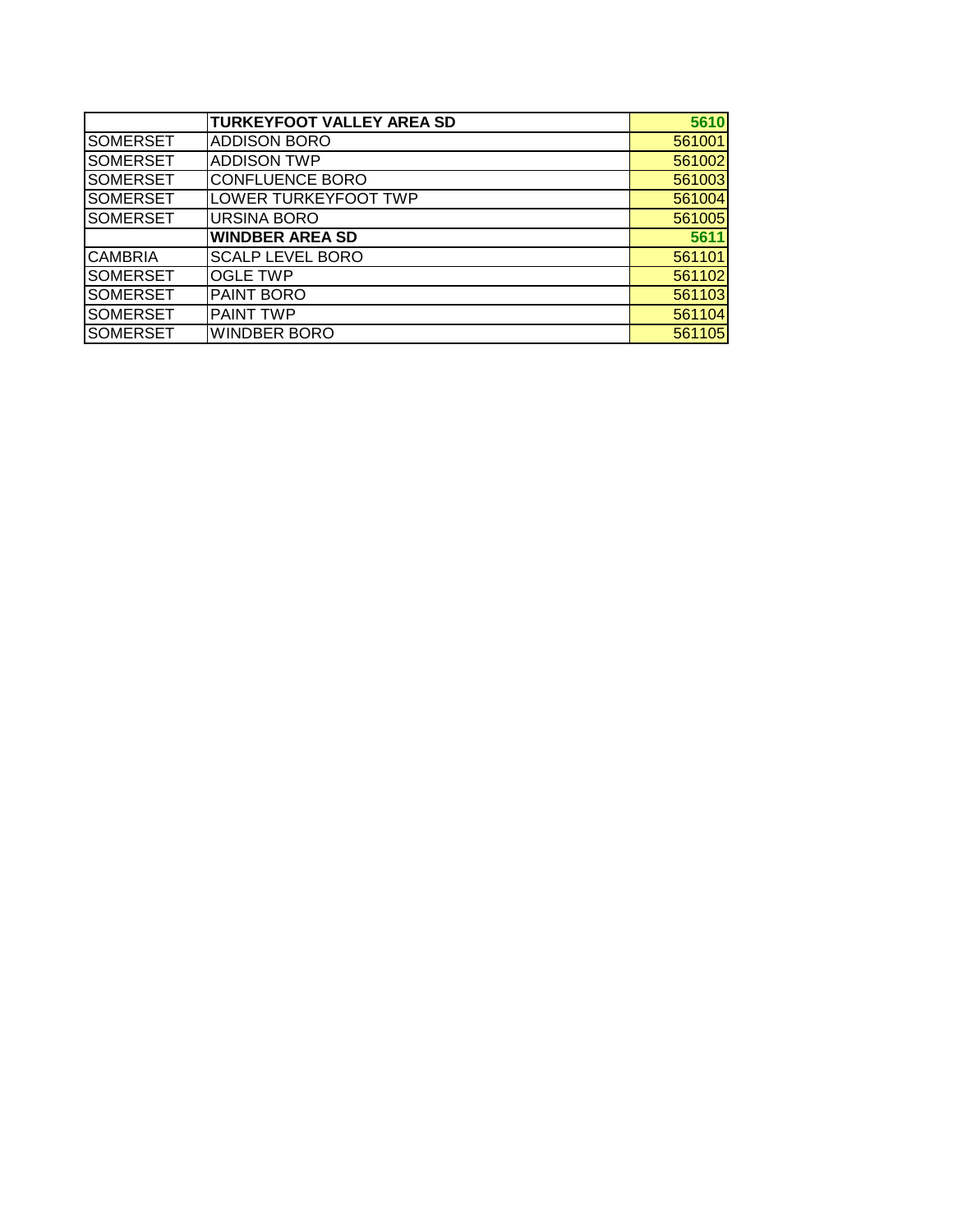| | | |
|---|---|---|
| | **TURKEYFOOT VALLEY AREA SD** | **5610** |
| SOMERSET | ADDISON BORO | 561001 |
| SOMERSET | ADDISON TWP | 561002 |
| SOMERSET | CONFLUENCE BORO | 561003 |
| SOMERSET | LOWER TURKEYFOOT TWP | 561004 |
| SOMERSET | URSINA BORO | 561005 |
| | **WINDBER AREA SD** | **5611** |
| CAMBRIA | SCALP LEVEL BORO | 561101 |
| SOMERSET | OGLE TWP | 561102 |
| SOMERSET | PAINT BORO | 561103 |
| SOMERSET | PAINT TWP | 561104 |
| SOMERSET | WINDBER BORO | 561105 |